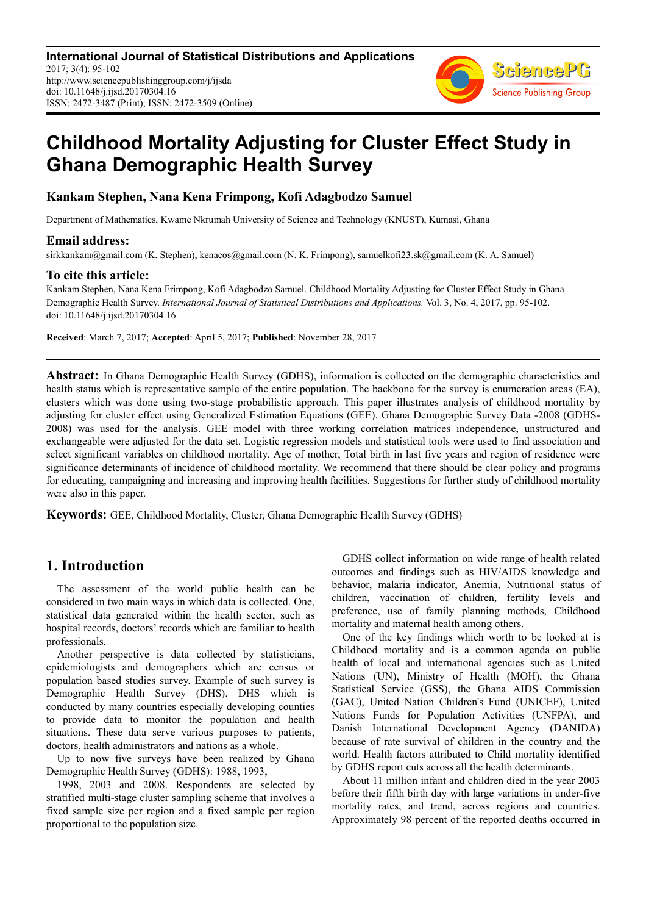# Childhood Mortality Adjusting for Cluster Effect Study in Ghana Demographic Health Survey

**Kankam Stephen, Nana Kena Frimpong, Kofi Adagbodzo Samuel**

Department of Mathematics, Kwame Nkrumah University of Science and Technology (KNUST), Kumasi, Ghana

## Email address:

sirkkankam@gmail.com (K. Stephen), kenacos@gmail.com (N. K. Frimpong), samuelkofi23.sk@gmail.com (K. A. Samuel)

## To cite this article:

Kankam Stephen, Nana Kena Frimpong, Kofi Adagbodzo Samuel. Childhood Mortality Adjusting for Cluster Effect Study in Ghana Demographic Health Survey. *International Journal of Statistical Distributions and Applications.* Vol. 3, No. 4, 2017, pp. 95-102. doi: 10.11648/j.ijsd.20170304.16

**Received**: March 7, 2017; **Accepted**: April 5, 2017; **Published**: November 28, 2017

---

**Abstract:** In Ghana Demographic Health Survey (GDHS), information is collected on the demographic characteristics and health status which is representative sample of the entire population. The backbone for the survey is enumeration areas (EA), clusters which was done using two-stage probabilistic approach. This paper illustrates analysis of childhood mortality by adjusting for cluster effect using Generalized Estimation Equations (GEE). Ghana Demographic Survey Data -2008 (GDHS-2008) was used for the analysis. GEE model with three working correlation matrices independence, unstructured and exchangeable were adjusted for the data set. Logistic regression models and statistical tools were used to find association and select significant variables on childhood mortality. Age of mother, Total birth in last five years and region of residence were significance determinants of incidence of childhood mortality. We recommend that there should be clear policy and programs for educating, campaigning and increasing and improving health facilities. Suggestions for further study of childhood mortality were also in this paper.

**Keywords:** GEE, Childhood Mortality, Cluster, Ghana Demographic Health Survey (GDHS)

---

## 1. Introduction

The assessment of the world public health can be considered in two main ways in which data is collected. One, statistical data generated within the health sector, such as hospital records, doctors' records which are familiar to health professionals.

Another perspective is data collected by statisticians, epidemiologists and demographers which are census or population based studies survey. Example of such survey is Demographic Health Survey (DHS). DHS which is conducted by many countries especially developing counties to provide data to monitor the population and health situations. These data serve various purposes to patients, doctors, health administrators and nations as a whole.

Up to now five surveys have been realized by Ghana Demographic Health Survey (GDHS): 1988, 1993,

1998, 2003 and 2008. Respondents are selected by stratified multi-stage cluster sampling scheme that involves a fixed sample size per region and a fixed sample per region proportional to the population size.

GDHS collect information on wide range of health related outcomes and findings such as HIV/AIDS knowledge and behavior, malaria indicator, Anemia, Nutritional status of children, vaccination of children, fertility levels and preference, use of family planning methods, Childhood mortality and maternal health among others.

One of the key findings which worth to be looked at is Childhood mortality and is a common agenda on public health of local and international agencies such as United Nations (UN), Ministry of Health (MOH), the Ghana Statistical Service (GSS), the Ghana AIDS Commission (GAC), United Nation Children's Fund (UNICEF), United Nations Funds for Population Activities (UNFPA), and Danish International Development Agency (DANIDA) because of rate survival of children in the country and the world. Health factors attributed to Child mortality identified by GDHS report cuts across all the health determinants.

About 11 million infant and children died in the year 2003 before their fifth birth day with large variations in under-five mortality rates, and trend, across regions and countries. Approximately 98 percent of the reported deaths occurred in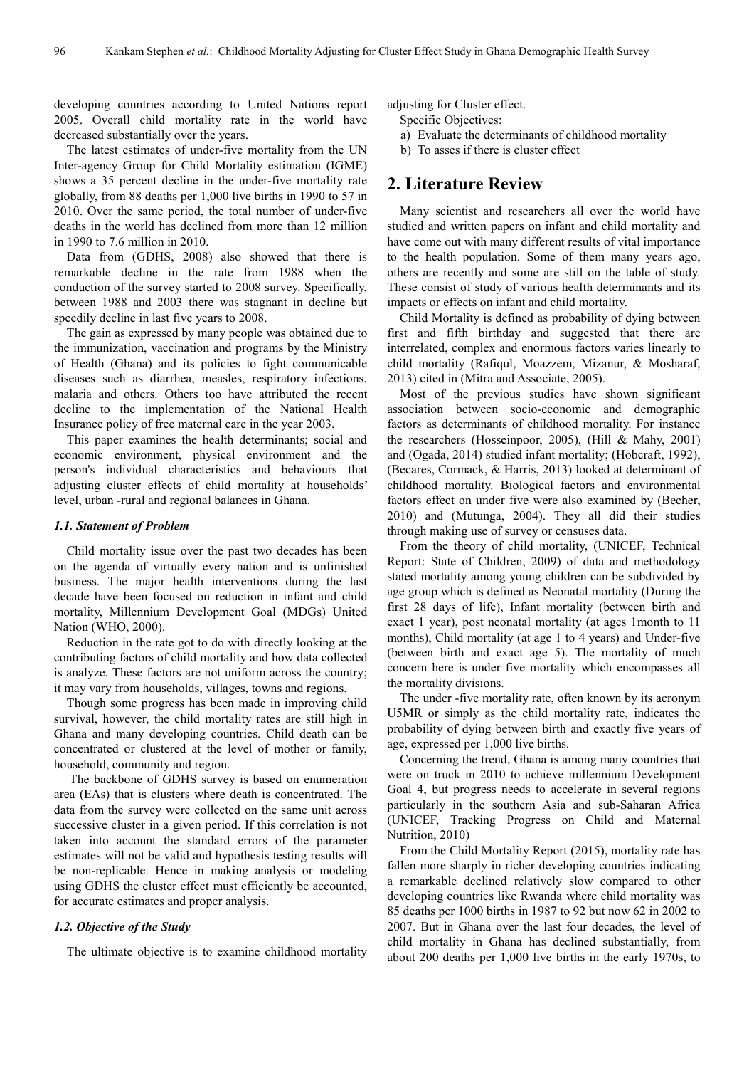developing countries according to United Nations report 2005. Overall child mortality rate in the world have decreased substantially over the years.

The latest estimates of under-five mortality from the UN Inter-agency Group for Child Mortality estimation (IGME) shows a 35 percent decline in the under-five mortality rate globally, from 88 deaths per 1,000 live births in 1990 to 57 in 2010. Over the same period, the total number of under-five deaths in the world has declined from more than 12 million in 1990 to 7.6 million in 2010.

Data from (GDHS, 2008) also showed that there is remarkable decline in the rate from 1988 when the conduction of the survey started to 2008 survey. Specifically, between 1988 and 2003 there was stagnant in decline but speedily decline in last five years to 2008.

The gain as expressed by many people was obtained due to the immunization, vaccination and programs by the Ministry of Health (Ghana) and its policies to fight communicable diseases such as diarrhea, measles, respiratory infections, malaria and others. Others too have attributed the recent decline to the implementation of the National Health Insurance policy of free maternal care in the year 2003.

This paper examines the health determinants; social and economic environment, physical environment and the person's individual characteristics and behaviours that adjusting cluster effects of child mortality at households' level, urban -rural and regional balances in Ghana.

### *1.1. Statement of Problem*

Child mortality issue over the past two decades has been on the agenda of virtually every nation and is unfinished business. The major health interventions during the last decade have been focused on reduction in infant and child mortality, Millennium Development Goal (MDGs) United Nation (WHO, 2000).

Reduction in the rate got to do with directly looking at the contributing factors of child mortality and how data collected is analyze. These factors are not uniform across the country; it may vary from households, villages, towns and regions.

Though some progress has been made in improving child survival, however, the child mortality rates are still high in Ghana and many developing countries. Child death can be concentrated or clustered at the level of mother or family, household, community and region.

The backbone of GDHS survey is based on enumeration area (EAs) that is clusters where death is concentrated. The data from the survey were collected on the same unit across successive cluster in a given period. If this correlation is not taken into account the standard errors of the parameter estimates will not be valid and hypothesis testing results will be non-replicable. Hence in making analysis or modeling using GDHS the cluster effect must efficiently be accounted, for accurate estimates and proper analysis.

### *1.2. Objective of the Study*

The ultimate objective is to examine childhood mortality adjusting for Cluster effect.

Specific Objectives:

a) Evaluate the determinants of childhood mortality
b) To asses if there is cluster effect

## 2. Literature Review

Many scientist and researchers all over the world have studied and written papers on infant and child mortality and have come out with many different results of vital importance to the health population. Some of them many years ago, others are recently and some are still on the table of study. These consist of study of various health determinants and its impacts or effects on infant and child mortality.

Child Mortality is defined as probability of dying between first and fifth birthday and suggested that there are interrelated, complex and enormous factors varies linearly to child mortality (Rafiqul, Moazzem, Mizanur, & Mosharaf, 2013) cited in (Mitra and Associate, 2005).

Most of the previous studies have shown significant association between socio-economic and demographic factors as determinants of childhood mortality. For instance the researchers (Hosseinpoor, 2005), (Hill & Mahy, 2001) and (Ogada, 2014) studied infant mortality; (Hobcraft, 1992), (Becares, Cormack, & Harris, 2013) looked at determinant of childhood mortality. Biological factors and environmental factors effect on under five were also examined by (Becher, 2010) and (Mutunga, 2004). They all did their studies through making use of survey or censuses data.

From the theory of child mortality, (UNICEF, Technical Report: State of Children, 2009) of data and methodology stated mortality among young children can be subdivided by age group which is defined as Neonatal mortality (During the first 28 days of life), Infant mortality (between birth and exact 1 year), post neonatal mortality (at ages 1month to 11 months), Child mortality (at age 1 to 4 years) and Under-five (between birth and exact age 5). The mortality of much concern here is under five mortality which encompasses all the mortality divisions.

The under -five mortality rate, often known by its acronym U5MR or simply as the child mortality rate, indicates the probability of dying between birth and exactly five years of age, expressed per 1,000 live births.

Concerning the trend, Ghana is among many countries that were on truck in 2010 to achieve millennium Development Goal 4, but progress needs to accelerate in several regions particularly in the southern Asia and sub-Saharan Africa (UNICEF, Tracking Progress on Child and Maternal Nutrition, 2010)

From the Child Mortality Report (2015), mortality rate has fallen more sharply in richer developing countries indicating a remarkable declined relatively slow compared to other developing countries like Rwanda where child mortality was 85 deaths per 1000 births in 1987 to 92 but now 62 in 2002 to 2007. But in Ghana over the last four decades, the level of child mortality in Ghana has declined substantially, from about 200 deaths per 1,000 live births in the early 1970s, to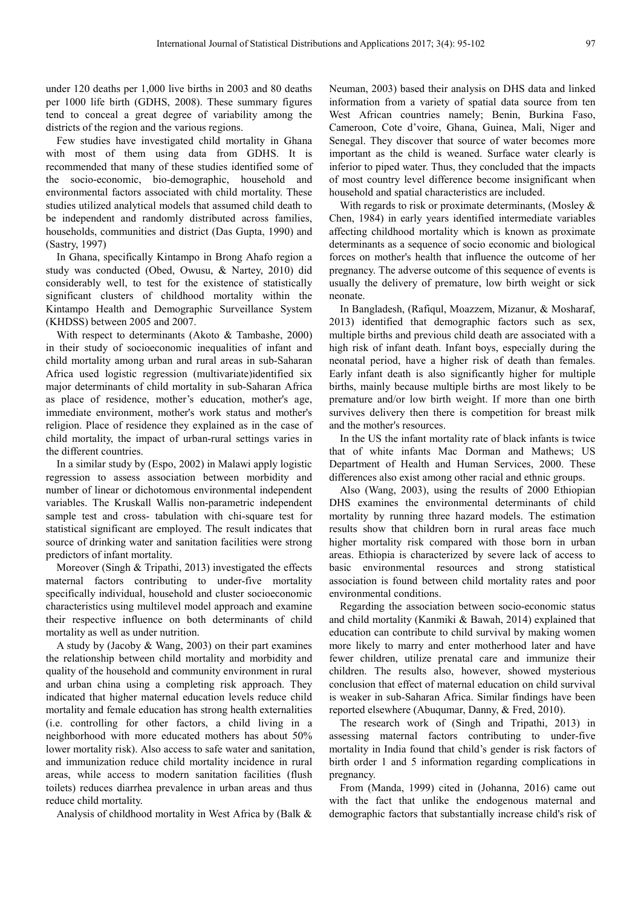under 120 deaths per 1,000 live births in 2003 and 80 deaths per 1000 life birth (GDHS, 2008). These summary figures tend to conceal a great degree of variability among the districts of the region and the various regions.

Few studies have investigated child mortality in Ghana with most of them using data from GDHS. It is recommended that many of these studies identified some of the socio-economic, bio-demographic, household and environmental factors associated with child mortality. These studies utilized analytical models that assumed child death to be independent and randomly distributed across families, households, communities and district (Das Gupta, 1990) and (Sastry, 1997)

In Ghana, specifically Kintampo in Brong Ahafo region a study was conducted (Obed, Owusu, & Nartey, 2010) did considerably well, to test for the existence of statistically significant clusters of childhood mortality within the Kintampo Health and Demographic Surveillance System (KHDSS) between 2005 and 2007.

With respect to determinants (Akoto & Tambashe, 2000) in their study of socioeconomic inequalities of infant and child mortality among urban and rural areas in sub-Saharan Africa used logistic regression (multivariate)identified six major determinants of child mortality in sub-Saharan Africa as place of residence, mother's education, mother's age, immediate environment, mother's work status and mother's religion. Place of residence they explained as in the case of child mortality, the impact of urban-rural settings varies in the different countries.

In a similar study by (Espo, 2002) in Malawi apply logistic regression to assess association between morbidity and number of linear or dichotomous environmental independent variables. The Kruskall Wallis non-parametric independent sample test and cross- tabulation with chi-square test for statistical significant are employed. The result indicates that source of drinking water and sanitation facilities were strong predictors of infant mortality.

Moreover (Singh & Tripathi, 2013) investigated the effects maternal factors contributing to under-five mortality specifically individual, household and cluster socioeconomic characteristics using multilevel model approach and examine their respective influence on both determinants of child mortality as well as under nutrition.

A study by (Jacoby & Wang, 2003) on their part examines the relationship between child mortality and morbidity and quality of the household and community environment in rural and urban china using a completing risk approach. They indicated that higher maternal education levels reduce child mortality and female education has strong health externalities (i.e. controlling for other factors, a child living in a neighborhood with more educated mothers has about 50% lower mortality risk). Also access to safe water and sanitation, and immunization reduce child mortality incidence in rural areas, while access to modern sanitation facilities (flush toilets) reduces diarrhea prevalence in urban areas and thus reduce child mortality.

Analysis of childhood mortality in West Africa by (Balk & Neuman, 2003) based their analysis on DHS data and linked information from a variety of spatial data source from ten West African countries namely; Benin, Burkina Faso, Cameroon, Cote d'voire, Ghana, Guinea, Mali, Niger and Senegal. They discover that source of water becomes more important as the child is weaned. Surface water clearly is inferior to piped water. Thus, they concluded that the impacts of most country level difference become insignificant when household and spatial characteristics are included.

With regards to risk or proximate determinants, (Mosley & Chen, 1984) in early years identified intermediate variables affecting childhood mortality which is known as proximate determinants as a sequence of socio economic and biological forces on mother's health that influence the outcome of her pregnancy. The adverse outcome of this sequence of events is usually the delivery of premature, low birth weight or sick neonate.

In Bangladesh, (Rafiqul, Moazzem, Mizanur, & Mosharaf, 2013) identified that demographic factors such as sex, multiple births and previous child death are associated with a high risk of infant death. Infant boys, especially during the neonatal period, have a higher risk of death than females. Early infant death is also significantly higher for multiple births, mainly because multiple births are most likely to be premature and/or low birth weight. If more than one birth survives delivery then there is competition for breast milk and the mother's resources.

In the US the infant mortality rate of black infants is twice that of white infants Mac Dorman and Mathews; US Department of Health and Human Services, 2000. These differences also exist among other racial and ethnic groups.

Also (Wang, 2003), using the results of 2000 Ethiopian DHS examines the environmental determinants of child mortality by running three hazard models. The estimation results show that children born in rural areas face much higher mortality risk compared with those born in urban areas. Ethiopia is characterized by severe lack of access to basic environmental resources and strong statistical association is found between child mortality rates and poor environmental conditions.

Regarding the association between socio-economic status and child mortality (Kanmiki & Bawah, 2014) explained that education can contribute to child survival by making women more likely to marry and enter motherhood later and have fewer children, utilize prenatal care and immunize their children. The results also, however, showed mysterious conclusion that effect of maternal education on child survival is weaker in sub-Saharan Africa. Similar findings have been reported elsewhere (Abuqumar, Danny, & Fred, 2010).

The research work of (Singh and Tripathi, 2013) in assessing maternal factors contributing to under-five mortality in India found that child's gender is risk factors of birth order 1 and 5 information regarding complications in pregnancy.

From (Manda, 1999) cited in (Johanna, 2016) came out with the fact that unlike the endogenous maternal and demographic factors that substantially increase child's risk of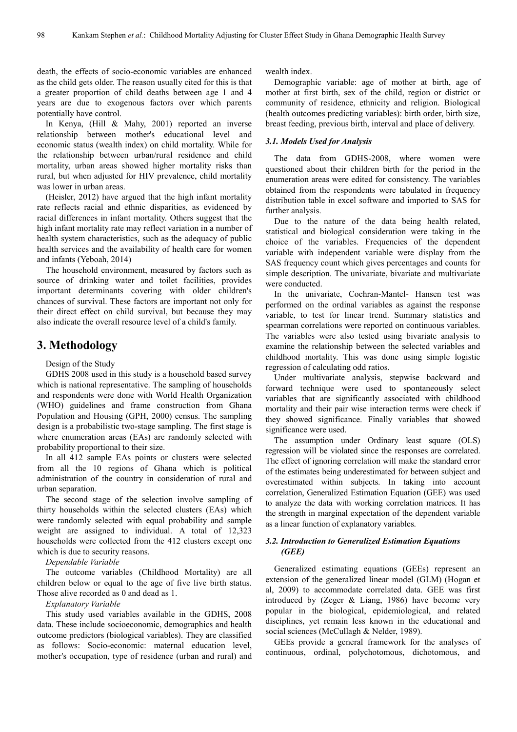death, the effects of socio-economic variables are enhanced as the child gets older. The reason usually cited for this is that a greater proportion of child deaths between age 1 and 4 years are due to exogenous factors over which parents potentially have control.

In Kenya, (Hill & Mahy, 2001) reported an inverse relationship between mother's educational level and economic status (wealth index) on child mortality. While for the relationship between urban/rural residence and child mortality, urban areas showed higher mortality risks than rural, but when adjusted for HIV prevalence, child mortality was lower in urban areas.

(Heisler, 2012) have argued that the high infant mortality rate reflects racial and ethnic disparities, as evidenced by racial differences in infant mortality. Others suggest that the high infant mortality rate may reflect variation in a number of health system characteristics, such as the adequacy of public health services and the availability of health care for women and infants (Yeboah, 2014)

The household environment, measured by factors such as source of drinking water and toilet facilities, provides important determinants covering with older children's chances of survival. These factors are important not only for their direct effect on child survival, but because they may also indicate the overall resource level of a child's family.

# 3. Methodology

Design of the Study

GDHS 2008 used in this study is a household based survey which is national representative. The sampling of households and respondents were done with World Health Organization (WHO) guidelines and frame construction from Ghana Population and Housing (GPH, 2000) census. The sampling design is a probabilistic two-stage sampling. The first stage is where enumeration areas (EAs) are randomly selected with probability proportional to their size.

In all 412 sample EAs points or clusters were selected from all the 10 regions of Ghana which is political administration of the country in consideration of rural and urban separation.

The second stage of the selection involve sampling of thirty households within the selected clusters (EAs) which were randomly selected with equal probability and sample weight are assigned to individual. A total of 12,323 households were collected from the 412 clusters except one which is due to security reasons.

*Dependable Variable*

The outcome variables (Childhood Mortality) are all children below or equal to the age of five live birth status. Those alive recorded as 0 and dead as 1.

*Explanatory Variable*

This study used variables available in the GDHS, 2008 data. These include socioeconomic, demographics and health outcome predictors (biological variables). They are classified as follows: Socio-economic: maternal education level, mother's occupation, type of residence (urban and rural) and wealth index.

Demographic variable: age of mother at birth, age of mother at first birth, sex of the child, region or district or community of residence, ethnicity and religion. Biological (health outcomes predicting variables): birth order, birth size, breast feeding, previous birth, interval and place of delivery.

### *3.1. Models Used for Analysis*

The data from GDHS-2008, where women were questioned about their children birth for the period in the enumeration areas were edited for consistency. The variables obtained from the respondents were tabulated in frequency distribution table in excel software and imported to SAS for further analysis.

Due to the nature of the data being health related, statistical and biological consideration were taking in the choice of the variables. Frequencies of the dependent variable with independent variable were display from the SAS frequency count which gives percentages and counts for simple description. The univariate, bivariate and multivariate were conducted.

In the univariate, Cochran-Mantel- Hansen test was performed on the ordinal variables as against the response variable, to test for linear trend. Summary statistics and spearman correlations were reported on continuous variables. The variables were also tested using bivariate analysis to examine the relationship between the selected variables and childhood mortality. This was done using simple logistic regression of calculating odd ratios.

Under multivariate analysis, stepwise backward and forward technique were used to spontaneously select variables that are significantly associated with childhood mortality and their pair wise interaction terms were check if they showed significance. Finally variables that showed significance were used.

The assumption under Ordinary least square (OLS) regression will be violated since the responses are correlated. The effect of ignoring correlation will make the standard error of the estimates being underestimated for between subject and overestimated within subjects. In taking into account correlation, Generalized Estimation Equation (GEE) was used to analyze the data with working correlation matrices. It has the strength in marginal expectation of the dependent variable as a linear function of explanatory variables.

### *3.2. Introduction to Generalized Estimation Equations (GEE)*

Generalized estimating equations (GEEs) represent an extension of the generalized linear model (GLM) (Hogan et al, 2009) to accommodate correlated data. GEE was first introduced by (Zeger & Liang, 1986) have become very popular in the biological, epidemiological, and related disciplines, yet remain less known in the educational and social sciences (McCullagh & Nelder, 1989).

GEEs provide a general framework for the analyses of continuous, ordinal, polychotomous, dichotomous, and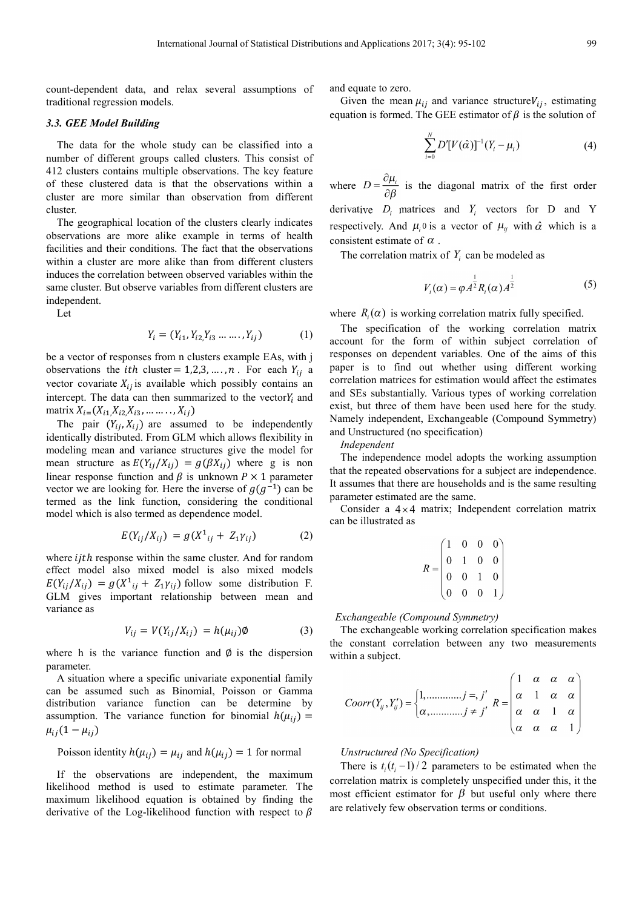count-dependent data, and relax several assumptions of traditional regression models.

### 3.3. GEE Model Building

The data for the whole study can be classified into a number of different groups called clusters. This consist of 412 clusters contains multiple observations. The key feature of these clustered data is that the observations within a cluster are more similar than observation from different cluster.

The geographical location of the clusters clearly indicates observations are more alike example in terms of health facilities and their conditions. The fact that the observations within a cluster are more alike than from different clusters induces the correlation between observed variables within the same cluster. But observe variables from different clusters are independent.

Let

$$Y_i = (Y_{i1}, Y_{i2,} Y_{i3} \dots \dots, Y_{ij}) \tag{1}$$

be a vector of responses from n clusters example EAs, with j observations the $ith$ cluster$= 1,2,3, \dots., n$. For each $Y_{ij}$ a vector covariate $X_{ij}$ is available which possibly contains an intercept. The data can then summarized to the vector$Y_i$ and matrix $X_{i=}(X_{i1,} X_{i2,} X_{i3}, \dots \dots .., X_{ij})$

The pair $(Y_{ij}, X_{ij})$ are assumed to be independently identically distributed. From GLM which allows flexibility in modeling mean and variance structures give the model for mean structure as $E(Y_{ij}/X_{ij}) = g(\beta X_{ij})$ where g is non linear response function and $\beta$ is unknown $P \times 1$ parameter vector we are looking for. Here the inverse of $g(g^{-1})$ can be termed as the link function, considering the conditional model which is also termed as dependence model.

$$E(Y_{ij}/X_{ij}) = g(X^1{}_{ij} + Z_1\gamma_{ij}) \tag{2}$$

where $ijth$ response within the same cluster. And for random effect model also mixed model is also mixed models $E(Y_{ij}/X_{ij}) = g(X^1{}_{ij} + Z_1\gamma_{ij})$ follow some distribution F. GLM gives important relationship between mean and variance as

$$V_{ij} = V(Y_{ij}/X_{ij}) = h(\mu_{ij})\emptyset \tag{3}$$

where h is the variance function and $\emptyset$ is the dispersion parameter.

A situation where a specific univariate exponential family can be assumed such as Binomial, Poisson or Gamma distribution variance function can be determine by assumption. The variance function for binomial $h(\mu_{ij}) = \mu_{ij}(1 - \mu_{ij})$

Poisson identity $h(\mu_{ij}) = \mu_{ij}$ and $h(\mu_{ij}) = 1$ for normal

If the observations are independent, the maximum likelihood method is used to estimate parameter. The maximum likelihood equation is obtained by finding the derivative of the Log-likelihood function with respect to $\beta$ and equate to zero.

Given the mean $\mu_{ij}$ and variance structure$V_{ij}$, estimating equation is formed. The GEE estimator of $\beta$ is the solution of

$$\sum_{i=0}^{N} D'[V(\hat{\alpha})]^{-1}(Y_i - \mu_i) \tag{4}$$

where $D = \frac{\partial \mu_i}{\partial \beta}$ is the diagonal matrix of the first order derivative $D_i$ matrices and $Y_i$ vectors for D and Y respectively. And $\mu_{i0}$ is a vector of $\mu_{ij}$ with $\hat{\alpha}$ which is a consistent estimate of $\alpha$.

The correlation matrix of $Y_i$ can be modeled as

$$V_i(\alpha) = \varphi A^{\frac{1}{2}} R_i(\alpha) A^{\frac{1}{2}} \tag{5}$$

where $R_i(\alpha)$ is working correlation matrix fully specified.

The specification of the working correlation matrix account for the form of within subject correlation of responses on dependent variables. One of the aims of this paper is to find out whether using different working correlation matrices for estimation would affect the estimates and SEs substantially. Various types of working correlation exist, but three of them have been used here for the study. Namely independent, Exchangeable (Compound Symmetry) and Unstructured (no specification)

*Independent*

The independence model adopts the working assumption that the repeated observations for a subject are independence. It assumes that there are households and is the same resulting parameter estimated are the same.

Consider a $4 \times 4$ matrix; Independent correlation matrix can be illustrated as

$$R = \begin{pmatrix} 1 & 0 & 0 & 0 \\ 0 & 1 & 0 & 0 \\ 0 & 0 & 1 & 0 \\ 0 & 0 & 0 & 1 \end{pmatrix}$$

*Exchangeable (Compound Symmetry)*

The exchangeable working correlation specification makes the constant correlation between any two measurements within a subject.

$$Corr(Y_{ij}, Y'_{ij}) = \begin{cases} 1, \dots\dots\dots\dots j =, j' \\ \alpha, \dots\dots\dots\dots j \neq j' \end{cases} R = \begin{pmatrix} 1 & \alpha & \alpha & \alpha \\ \alpha & 1 & \alpha & \alpha \\ \alpha & \alpha & 1 & \alpha \\ \alpha & \alpha & \alpha & 1 \end{pmatrix}$$

*Unstructured (No Specification)*

There is $t_i(t_i - 1)/2$ parameters to be estimated when the correlation matrix is completely unspecified under this, it the most efficient estimator for $\beta$ but useful only where there are relatively few observation terms or conditions.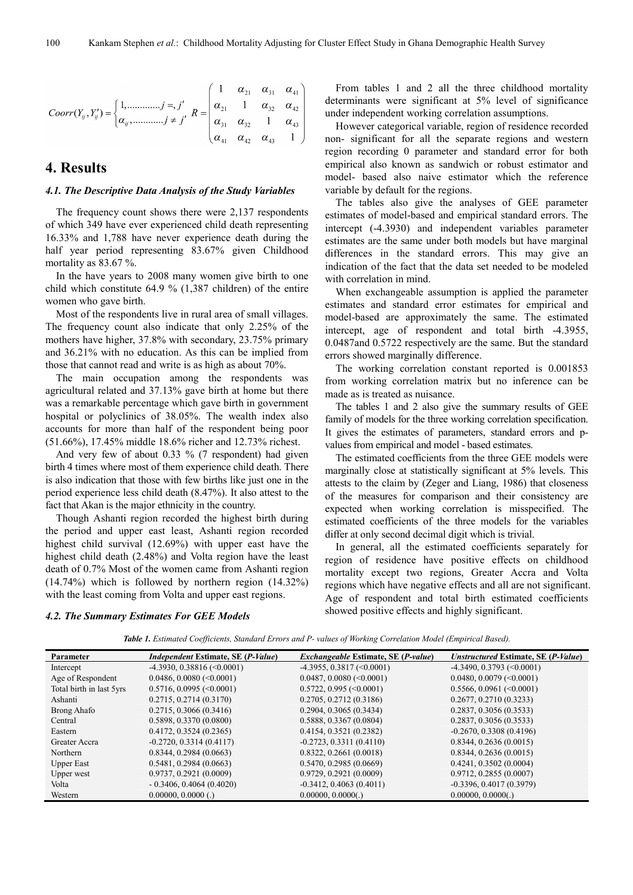$$Coorr(Y_{ij}, Y'_{ij}) = \begin{cases} 1, \ldots\ldots\ldots\ldots j =, j' \\ \alpha_{ij}, \ldots\ldots\ldots\ldots j \neq j' \end{cases}, \quad R = \begin{pmatrix} 1 & \alpha_{21} & \alpha_{31} & \alpha_{41} \\ \alpha_{21} & 1 & \alpha_{32} & \alpha_{42} \\ \alpha_{31} & \alpha_{32} & 1 & \alpha_{43} \\ \alpha_{41} & \alpha_{42} & \alpha_{43} & 1 \end{pmatrix}$$

# 4. Results

### 4.1. The Descriptive Data Analysis of the Study Variables

The frequency count shows there were 2,137 respondents of which 349 have ever experienced child death representing 16.33% and 1,788 have never experience death during the half year period representing 83.67% given Childhood mortality as 83.67 %.

In the have years to 2008 many women give birth to one child which constitute 64.9 % (1,387 children) of the entire women who gave birth.

Most of the respondents live in rural area of small villages. The frequency count also indicate that only 2.25% of the mothers have higher, 37.8% with secondary, 23.75% primary and 36.21% with no education. As this can be implied from those that cannot read and write is as high as about 70%.

The main occupation among the respondents was agricultural related and 37.13% gave birth at home but there was a remarkable percentage which gave birth in government hospital or polyclinics of 38.05%. The wealth index also accounts for more than half of the respondent being poor (51.66%), 17.45% middle 18.6% richer and 12.73% richest.

And very few of about 0.33 % (7 respondent) had given birth 4 times where most of them experience child death. There is also indication that those with few births like just one in the period experience less child death (8.47%). It also attest to the fact that Akan is the major ethnicity in the country.

Though Ashanti region recorded the highest birth during the period and upper east least, Ashanti region recorded highest child survival (12.69%) with upper east have the highest child death (2.48%) and Volta region have the least death of 0.7% Most of the women came from Ashanti region (14.74%) which is followed by northern region (14.32%) with the least coming from Volta and upper east regions.

### 4.2. The Summary Estimates For GEE Models

From tables 1 and 2 all the three childhood mortality determinants were significant at 5% level of significance under independent working correlation assumptions.

However categorical variable, region of residence recorded non- significant for all the separate regions and western region recording 0 parameter and standard error for both empirical also known as sandwich or robust estimator and model- based also naive estimator which the reference variable by default for the regions.

The tables also give the analyses of GEE parameter estimates of model-based and empirical standard errors. The intercept (-4.3930) and independent variables parameter estimates are the same under both models but have marginal differences in the standard errors. This may give an indication of the fact that the data set needed to be modeled with correlation in mind.

When exchangeable assumption is applied the parameter estimates and standard error estimates for empirical and model-based are approximately the same. The estimated intercept, age of respondent and total birth -4.3955, 0.0487and 0.5722 respectively are the same. But the standard errors showed marginally difference.

The working correlation constant reported is 0.001853 from working correlation matrix but no inference can be made as is treated as nuisance.

The tables 1 and 2 also give the summary results of GEE family of models for the three working correlation specification. It gives the estimates of parameters, standard errors and p-values from empirical and model - based estimates.

The estimated coefficients from the three GEE models were marginally close at statistically significant at 5% levels. This attests to the claim by (Zeger and Liang, 1986) that closeness of the measures for comparison and their consistency are expected when working correlation is misspecified. The estimated coefficients of the three models for the variables differ at only second decimal digit which is trivial.

In general, all the estimated coefficients separately for region of residence have positive effects on childhood mortality except two regions, Greater Accra and Volta regions which have negative effects and all are not significant. Age of respondent and total birth estimated coefficients showed positive effects and highly significant.

***Table 1.** Estimated Coefficients, Standard Errors and P- values of Working Correlation Model (Empirical Based).*

| Parameter | *Independent* Estimate, SE (*P-Value*) | *Exchangeable* Estimate, SE (*P-value*) | *Unstructured* Estimate, SE (*P-Value*) |
|---|---|---|---|
| Intercept | -4.3930, 0.38816 (<0.0001) | -4.3955, 0.3817 (<0.0001) | -4.3490, 0.3793 (<0.0001) |
| Age of Respondent | 0.0486, 0.0080 (<0.0001) | 0.0487, 0.0080 (<0.0001) | 0.0480, 0.0079 (<0.0001) |
| Total birth in last 5yrs | 0.5716, 0.0995 (<0.0001) | 0.5722, 0.995 (<0.0001) | 0.5566, 0.0961 (<0.0001) |
| Ashanti | 0.2715, 0.2714 (0.3170) | 0.2705, 0.2712 (0.3186) | 0.2677, 0.2710 (0.3233) |
| Brong Ahafo | 0.2715, 0.3066 (0.3416) | 0.2904, 0.3065 (0.3434) | 0.2837, 0.3056 (0.3533) |
| Central | 0.5898, 0.3370 (0.0800) | 0.5888, 0.3367 (0.0804) | 0.2837, 0.3056 (0.3533) |
| Eastern | 0.4172, 0.3524 (0.2365) | 0.4154, 0.3521 (0.2382) | -0.2670, 0.3308 (0.4196) |
| Greater Accra | -0.2720, 0.3314 (0.4117) | -0.2723, 0.3311 (0.4110) | 0.8344, 0.2636 (0.0015) |
| Northern | 0.8344, 0.2984 (0.0663) | 0.8322, 0.2661 (0.0018) | 0.8344, 0.2636 (0.0015) |
| Upper East | 0.5481, 0.2984 (0.0663) | 0.5470, 0.2985 (0.0669) | 0.4241, 0.3502 (0.0004) |
| Upper west | 0.9737, 0.2921 (0.0009) | 0.9729, 0.2921 (0.0009) | 0.9712, 0.2855 (0.0007) |
| Volta | - 0.3406, 0.4064 (0.4020) | -0.3412, 0.4063 (0.4011) | -0.3396, 0.4017 (0.3979) |
| Western | 0.00000, 0.0000 (.) | 0.00000, 0.0000(.) | 0.00000, 0.0000(.) |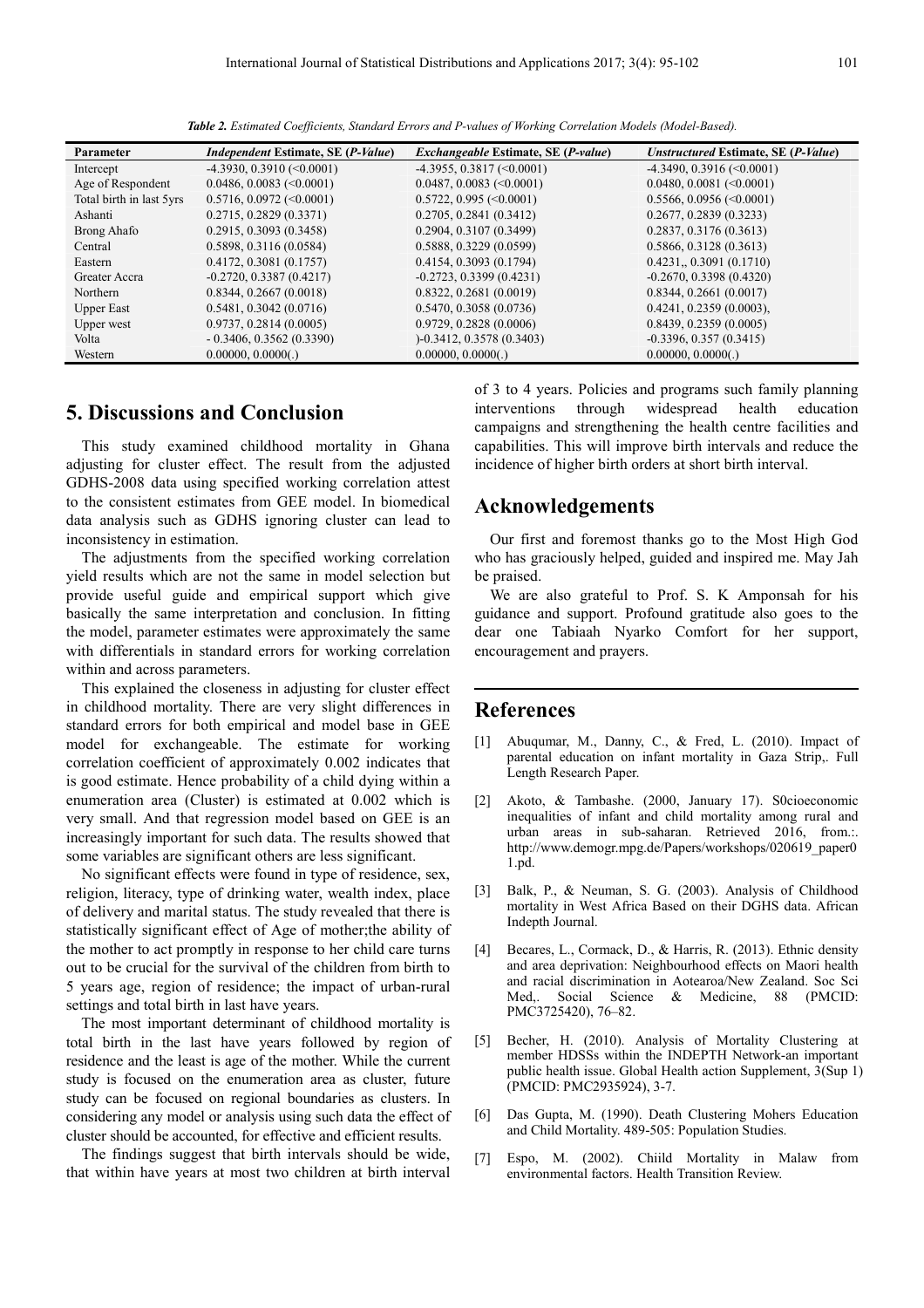*Table 2. Estimated Coefficients, Standard Errors and P-values of Working Correlation Models (Model-Based).*

| Parameter | *Independent* Estimate, SE (*P-Value*) | *Exchangeable* Estimate, SE (*P-value*) | *Unstructured* Estimate, SE (*P-Value*) |
|---|---|---|---|
| Intercept | -4.3930, 0.3910 (<0.0001) | -4.3955, 0.3817 (<0.0001) | -4.3490, 0.3916 (<0.0001) |
| Age of Respondent | 0.0486, 0.0083 (<0.0001) | 0.0487, 0.0083 (<0.0001) | 0.0480, 0.0081 (<0.0001) |
| Total birth in last 5yrs | 0.5716, 0.0972 (<0.0001) | 0.5722, 0.995 (<0.0001) | 0.5566, 0.0956 (<0.0001) |
| Ashanti | 0.2715, 0.2829 (0.3371) | 0.2705, 0.2841 (0.3412) | 0.2677, 0.2839 (0.3233) |
| Brong Ahafo | 0.2915, 0.3093 (0.3458) | 0.2904, 0.3107 (0.3499) | 0.2837, 0.3176 (0.3613) |
| Central | 0.5898, 0.3116 (0.0584) | 0.5888, 0.3229 (0.0599) | 0.5866, 0.3128 (0.3613) |
| Eastern | 0.4172, 0.3081 (0.1757) | 0.4154, 0.3093 (0.1794) | 0.4231,, 0.3091 (0.1710) |
| Greater Accra | -0.2720, 0.3387 (0.4217) | -0.2723, 0.3399 (0.4231) | -0.2670, 0.3398 (0.4320) |
| Northern | 0.8344, 0.2667 (0.0018) | 0.8322, 0.2681 (0.0019) | 0.8344, 0.2661 (0.0017) |
| Upper East | 0.5481, 0.3042 (0.0716) | 0.5470, 0.3058 (0.0736) | 0.4241, 0.2359 (0.0003), |
| Upper west | 0.9737, 0.2814 (0.0005) | 0.9729, 0.2828 (0.0006) | 0.8439, 0.2359 (0.0005) |
| Volta | - 0.3406, 0.3562 (0.3390) | )-0.3412, 0.3578 (0.3403) | -0.3396, 0.357 (0.3415) |
| Western | 0.00000, 0.0000(.) | 0.00000, 0.0000(.) | 0.00000, 0.0000(.) |

## 5. Discussions and Conclusion

This study examined childhood mortality in Ghana adjusting for cluster effect. The result from the adjusted GDHS-2008 data using specified working correlation attest to the consistent estimates from GEE model. In biomedical data analysis such as GDHS ignoring cluster can lead to inconsistency in estimation.

The adjustments from the specified working correlation yield results which are not the same in model selection but provide useful guide and empirical support which give basically the same interpretation and conclusion. In fitting the model, parameter estimates were approximately the same with differentials in standard errors for working correlation within and across parameters.

This explained the closeness in adjusting for cluster effect in childhood mortality. There are very slight differences in standard errors for both empirical and model base in GEE model for exchangeable. The estimate for working correlation coefficient of approximately 0.002 indicates that is good estimate. Hence probability of a child dying within a enumeration area (Cluster) is estimated at 0.002 which is very small. And that regression model based on GEE is an increasingly important for such data. The results showed that some variables are significant others are less significant.

No significant effects were found in type of residence, sex, religion, literacy, type of drinking water, wealth index, place of delivery and marital status. The study revealed that there is statistically significant effect of Age of mother;the ability of the mother to act promptly in response to her child care turns out to be crucial for the survival of the children from birth to 5 years age, region of residence; the impact of urban-rural settings and total birth in last have years.

The most important determinant of childhood mortality is total birth in the last have years followed by region of residence and the least is age of the mother. While the current study is focused on the enumeration area as cluster, future study can be focused on regional boundaries as clusters. In considering any model or analysis using such data the effect of cluster should be accounted, for effective and efficient results.

The findings suggest that birth intervals should be wide, that within have years at most two children at birth interval of 3 to 4 years. Policies and programs such family planning interventions through widespread health education campaigns and strengthening the health centre facilities and capabilities. This will improve birth intervals and reduce the incidence of higher birth orders at short birth interval.

## Acknowledgements

Our first and foremost thanks go to the Most High God who has graciously helped, guided and inspired me. May Jah be praised.

We are also grateful to Prof. S. K Amponsah for his guidance and support. Profound gratitude also goes to the dear one Tabiaah Nyarko Comfort for her support, encouragement and prayers.

## References

[1] Abuqumar, M., Danny, C., & Fred, L. (2010). Impact of parental education on infant mortality in Gaza Strip,. Full Length Research Paper.

[2] Akoto, & Tambashe. (2000, January 17). S0cioeconomic inequalities of infant and child mortality among rural and urban areas in sub-saharan. Retrieved 2016, from.:. http://www.demogr.mpg.de/Papers/workshops/020619_paper01.pd.

[3] Balk, P., & Neuman, S. G. (2003). Analysis of Childhood mortality in West Africa Based on their DGHS data. African Indepth Journal.

[4] Becares, L., Cormack, D., & Harris, R. (2013). Ethnic density and area deprivation: Neighbourhood effects on Maori health and racial discrimination in Aotearoa/New Zealand. Soc Sci Med,. Social Science & Medicine, 88 (PMCID: PMC3725420), 76–82.

[5] Becher, H. (2010). Analysis of Mortality Clustering at member HDSSs within the INDEPTH Network-an important public health issue. Global Health action Supplement, 3(Sup 1) (PMCID: PMC2935924), 3-7.

[6] Das Gupta, M. (1990). Death Clustering Mohers Education and Child Mortality. 489-505: Population Studies.

[7] Espo, M. (2002). Chiild Mortality in Malaw from environmental factors. Health Transition Review.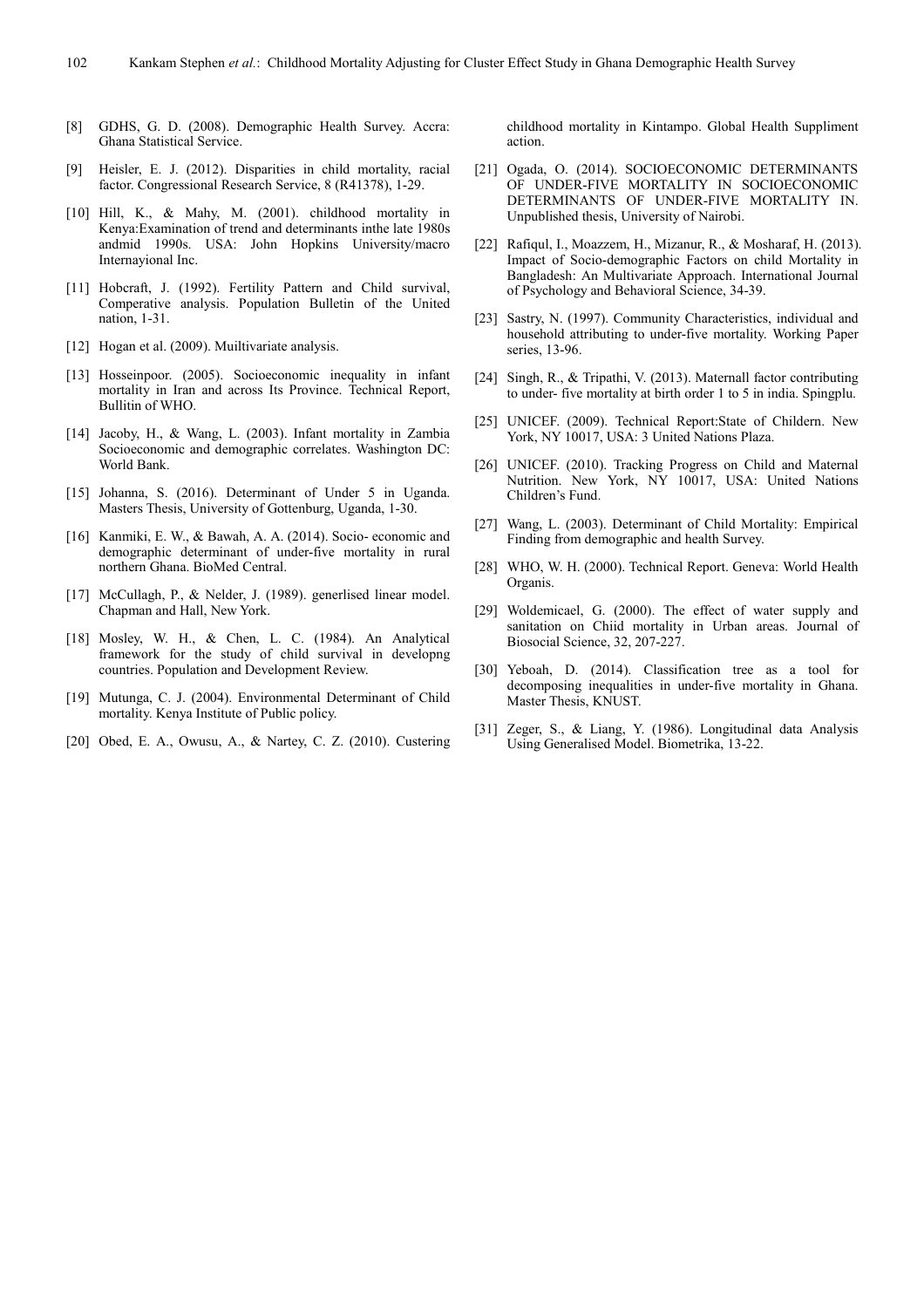[8] GDHS, G. D. (2008). Demographic Health Survey. Accra: Ghana Statistical Service.

[9] Heisler, E. J. (2012). Disparities in child mortality, racial factor. Congressional Research Service, 8 (R41378), 1-29.

[10] Hill, K., & Mahy, M. (2001). childhood mortality in Kenya:Examination of trend and determinants inthe late 1980s andmid 1990s. USA: John Hopkins University/macro Internayional Inc.

[11] Hobcraft, J. (1992). Fertility Pattern and Child survival, Comperative analysis. Population Bulletin of the United nation, 1-31.

[12] Hogan et al. (2009). Muiltivariate analysis.

[13] Hosseinpoor. (2005). Socioeconomic inequality in infant mortality in Iran and across Its Province. Technical Report, Bullitin of WHO.

[14] Jacoby, H., & Wang, L. (2003). Infant mortality in Zambia Socioeconomic and demographic correlates. Washington DC: World Bank.

[15] Johanna, S. (2016). Determinant of Under 5 in Uganda. Masters Thesis, University of Gottenburg, Uganda, 1-30.

[16] Kanmiki, E. W., & Bawah, A. A. (2014). Socio- economic and demographic determinant of under-five mortality in rural northern Ghana. BioMed Central.

[17] McCullagh, P., & Nelder, J. (1989). generlised linear model. Chapman and Hall, New York.

[18] Mosley, W. H., & Chen, L. C. (1984). An Analytical framework for the study of child survival in developng countries. Population and Development Review.

[19] Mutunga, C. J. (2004). Environmental Determinant of Child mortality. Kenya Institute of Public policy.

[20] Obed, E. A., Owusu, A., & Nartey, C. Z. (2010). Custering childhood mortality in Kintampo. Global Health Suppliment action.

[21] Ogada, O. (2014). SOCIOECONOMIC DETERMINANTS OF UNDER-FIVE MORTALITY IN SOCIOECONOMIC DETERMINANTS OF UNDER-FIVE MORTALITY IN. Unpublished thesis, University of Nairobi.

[22] Rafiqul, I., Moazzem, H., Mizanur, R., & Mosharaf, H. (2013). Impact of Socio-demographic Factors on child Mortality in Bangladesh: An Multivariate Approach. International Journal of Psychology and Behavioral Science, 34-39.

[23] Sastry, N. (1997). Community Characteristics, individual and household attributing to under-five mortality. Working Paper series, 13-96.

[24] Singh, R., & Tripathi, V. (2013). Maternall factor contributing to under- five mortality at birth order 1 to 5 in india. Spingplu.

[25] UNICEF. (2009). Technical Report:State of Childern. New York, NY 10017, USA: 3 United Nations Plaza.

[26] UNICEF. (2010). Tracking Progress on Child and Maternal Nutrition. New York, NY 10017, USA: United Nations Children's Fund.

[27] Wang, L. (2003). Determinant of Child Mortality: Empirical Finding from demographic and health Survey.

[28] WHO, W. H. (2000). Technical Report. Geneva: World Health Organis.

[29] Woldemicael, G. (2000). The effect of water supply and sanitation on Chiid mortality in Urban areas. Journal of Biosocial Science, 32, 207-227.

[30] Yeboah, D. (2014). Classification tree as a tool for decomposing inequalities in under-five mortality in Ghana. Master Thesis, KNUST.

[31] Zeger, S., & Liang, Y. (1986). Longitudinal data Analysis Using Generalised Model. Biometrika, 13-22.